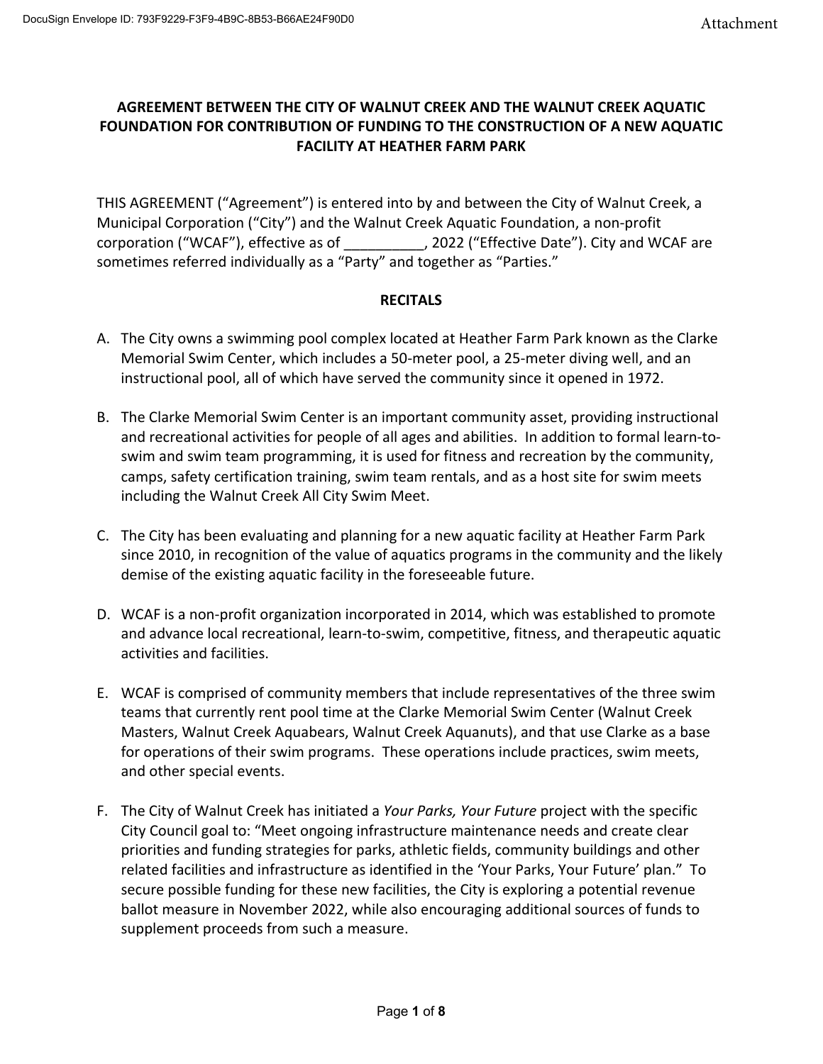**AGREEMENT BETWEEN THE CITY OF WALNUT CREEK AND THE WALNUT CREEK AQUATIC FOUNDATION FOR CONTRIBUTION OF FUNDING TO THE CONSTRUCTION OF A NEW AQUATIC FACILITY AT HEATHER FARM PARK**

THIS AGREEMENT ("Agreement") is entered into by and between the City of Walnut Creek, a Municipal Corporation ("City") and the Walnut Creek Aquatic Foundation, a non-profit corporation ("WCAF"), effective as of __________, 2022 ("Effective Date"). City and WCAF are sometimes referred individually as a "Party" and together as "Parties."

**RECITALS**

A. The City owns a swimming pool complex located at Heather Farm Park known as the Clarke Memorial Swim Center, which includes a 50-meter pool, a 25-meter diving well, and an instructional pool, all of which have served the community since it opened in 1972.

B. The Clarke Memorial Swim Center is an important community asset, providing instructional and recreational activities for people of all ages and abilities. In addition to formal learn-to-swim and swim team programming, it is used for fitness and recreation by the community, camps, safety certification training, swim team rentals, and as a host site for swim meets including the Walnut Creek All City Swim Meet.

C. The City has been evaluating and planning for a new aquatic facility at Heather Farm Park since 2010, in recognition of the value of aquatics programs in the community and the likely demise of the existing aquatic facility in the foreseeable future.

D. WCAF is a non-profit organization incorporated in 2014, which was established to promote and advance local recreational, learn-to-swim, competitive, fitness, and therapeutic aquatic activities and facilities.

E. WCAF is comprised of community members that include representatives of the three swim teams that currently rent pool time at the Clarke Memorial Swim Center (Walnut Creek Masters, Walnut Creek Aquabears, Walnut Creek Aquanuts), and that use Clarke as a base for operations of their swim programs. These operations include practices, swim meets, and other special events.

F. The City of Walnut Creek has initiated a *Your Parks, Your Future* project with the specific City Council goal to: "Meet ongoing infrastructure maintenance needs and create clear priorities and funding strategies for parks, athletic fields, community buildings and other related facilities and infrastructure as identified in the 'Your Parks, Your Future' plan." To secure possible funding for these new facilities, the City is exploring a potential revenue ballot measure in November 2022, while also encouraging additional sources of funds to supplement proceeds from such a measure.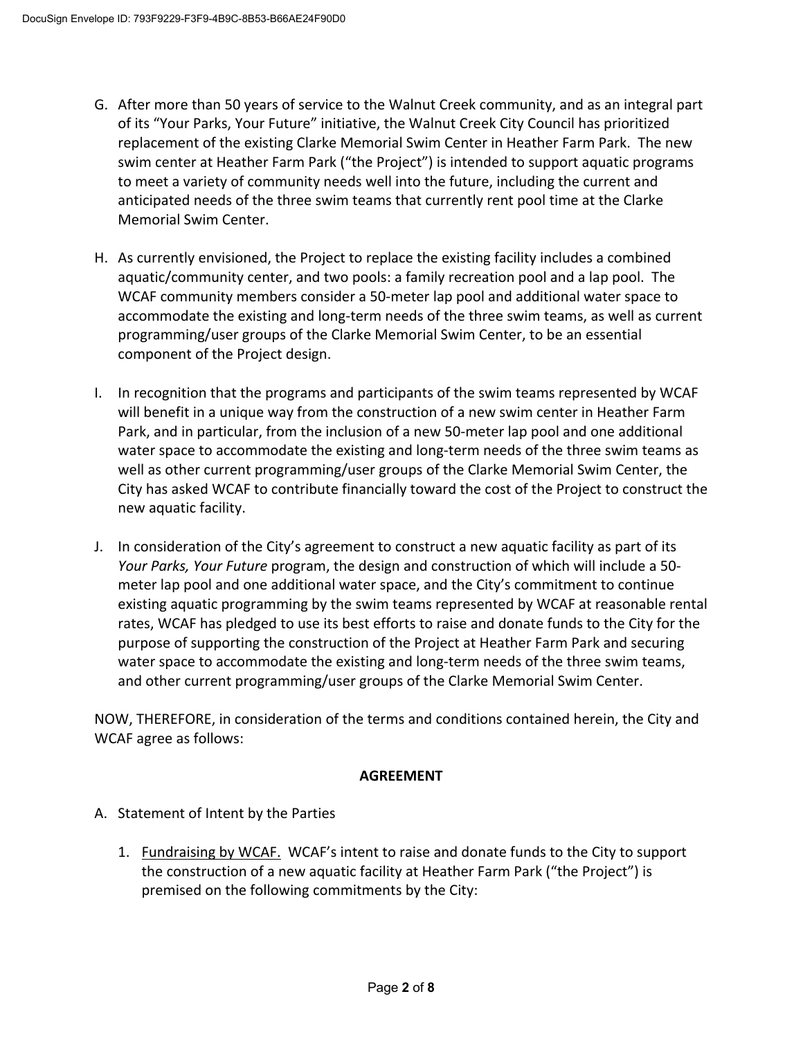G. After more than 50 years of service to the Walnut Creek community, and as an integral part of its "Your Parks, Your Future" initiative, the Walnut Creek City Council has prioritized replacement of the existing Clarke Memorial Swim Center in Heather Farm Park. The new swim center at Heather Farm Park ("the Project") is intended to support aquatic programs to meet a variety of community needs well into the future, including the current and anticipated needs of the three swim teams that currently rent pool time at the Clarke Memorial Swim Center.

H. As currently envisioned, the Project to replace the existing facility includes a combined aquatic/community center, and two pools: a family recreation pool and a lap pool. The WCAF community members consider a 50-meter lap pool and additional water space to accommodate the existing and long-term needs of the three swim teams, as well as current programming/user groups of the Clarke Memorial Swim Center, to be an essential component of the Project design.

I. In recognition that the programs and participants of the swim teams represented by WCAF will benefit in a unique way from the construction of a new swim center in Heather Farm Park, and in particular, from the inclusion of a new 50-meter lap pool and one additional water space to accommodate the existing and long-term needs of the three swim teams as well as other current programming/user groups of the Clarke Memorial Swim Center, the City has asked WCAF to contribute financially toward the cost of the Project to construct the new aquatic facility.

J. In consideration of the City's agreement to construct a new aquatic facility as part of its *Your Parks, Your Future* program, the design and construction of which will include a 50-meter lap pool and one additional water space, and the City's commitment to continue existing aquatic programming by the swim teams represented by WCAF at reasonable rental rates, WCAF has pledged to use its best efforts to raise and donate funds to the City for the purpose of supporting the construction of the Project at Heather Farm Park and securing water space to accommodate the existing and long-term needs of the three swim teams, and other current programming/user groups of the Clarke Memorial Swim Center.

NOW, THEREFORE, in consideration of the terms and conditions contained herein, the City and WCAF agree as follows:

**AGREEMENT**

A. Statement of Intent by the Parties

1. <u>Fundraising by WCAF.</u> WCAF's intent to raise and donate funds to the City to support the construction of a new aquatic facility at Heather Farm Park ("the Project") is premised on the following commitments by the City: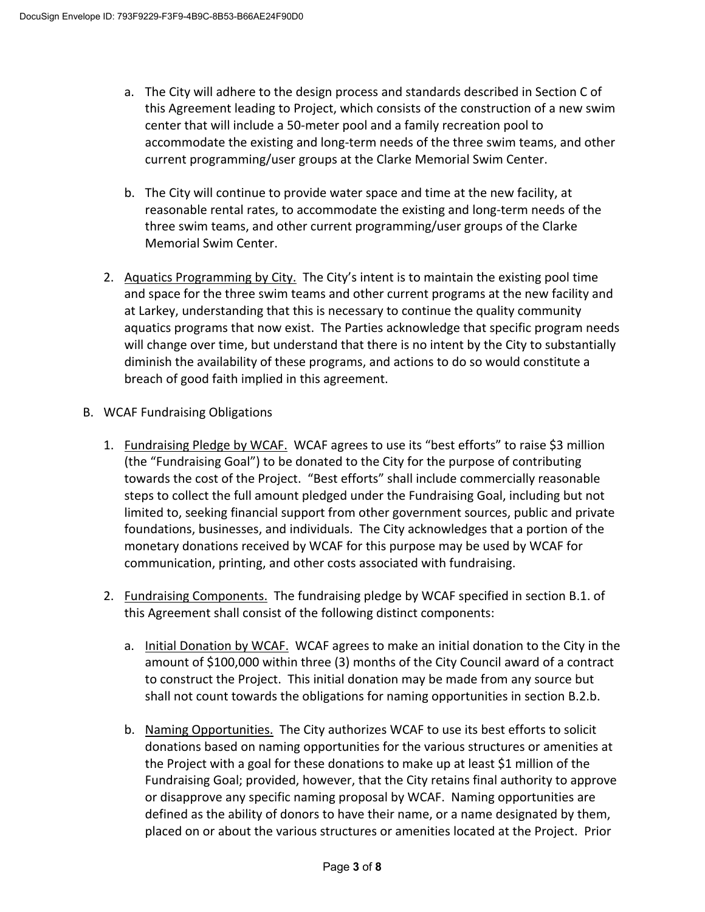a. The City will adhere to the design process and standards described in Section C of this Agreement leading to Project, which consists of the construction of a new swim center that will include a 50-meter pool and a family recreation pool to accommodate the existing and long-term needs of the three swim teams, and other current programming/user groups at the Clarke Memorial Swim Center.

b. The City will continue to provide water space and time at the new facility, at reasonable rental rates, to accommodate the existing and long-term needs of the three swim teams, and other current programming/user groups of the Clarke Memorial Swim Center.

2. Aquatics Programming by City. The City's intent is to maintain the existing pool time and space for the three swim teams and other current programs at the new facility and at Larkey, understanding that this is necessary to continue the quality community aquatics programs that now exist. The Parties acknowledge that specific program needs will change over time, but understand that there is no intent by the City to substantially diminish the availability of these programs, and actions to do so would constitute a breach of good faith implied in this agreement.

B. WCAF Fundraising Obligations

1. Fundraising Pledge by WCAF. WCAF agrees to use its "best efforts" to raise $3 million (the "Fundraising Goal") to be donated to the City for the purpose of contributing towards the cost of the Project. "Best efforts" shall include commercially reasonable steps to collect the full amount pledged under the Fundraising Goal, including but not limited to, seeking financial support from other government sources, public and private foundations, businesses, and individuals. The City acknowledges that a portion of the monetary donations received by WCAF for this purpose may be used by WCAF for communication, printing, and other costs associated with fundraising.

2. Fundraising Components. The fundraising pledge by WCAF specified in section B.1. of this Agreement shall consist of the following distinct components:

   a. Initial Donation by WCAF. WCAF agrees to make an initial donation to the City in the amount of $100,000 within three (3) months of the City Council award of a contract to construct the Project. This initial donation may be made from any source but shall not count towards the obligations for naming opportunities in section B.2.b.

   b. Naming Opportunities. The City authorizes WCAF to use its best efforts to solicit donations based on naming opportunities for the various structures or amenities at the Project with a goal for these donations to make up at least $1 million of the Fundraising Goal; provided, however, that the City retains final authority to approve or disapprove any specific naming proposal by WCAF. Naming opportunities are defined as the ability of donors to have their name, or a name designated by them, placed on or about the various structures or amenities located at the Project. Prior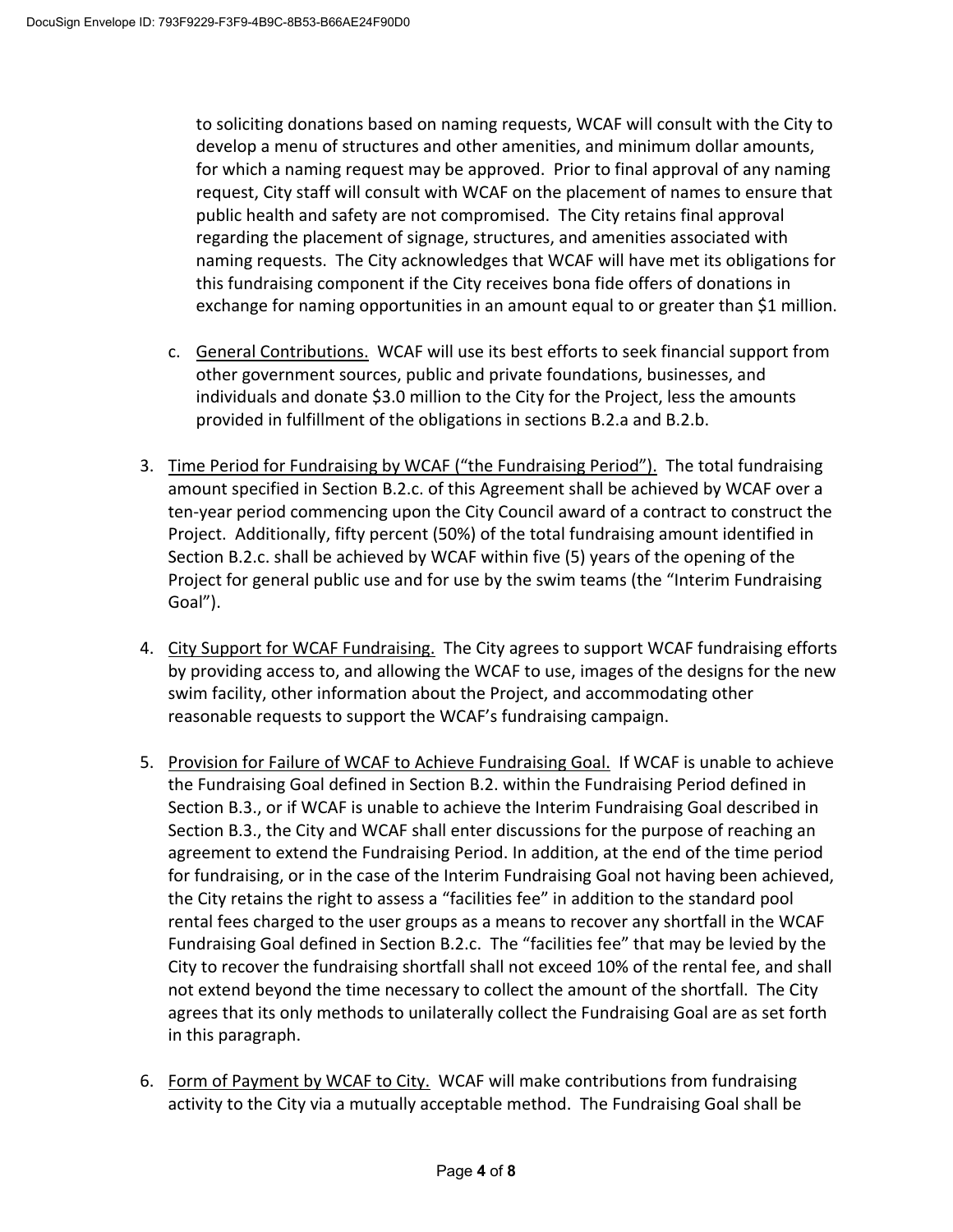to soliciting donations based on naming requests, WCAF will consult with the City to develop a menu of structures and other amenities, and minimum dollar amounts, for which a naming request may be approved. Prior to final approval of any naming request, City staff will consult with WCAF on the placement of names to ensure that public health and safety are not compromised. The City retains final approval regarding the placement of signage, structures, and amenities associated with naming requests. The City acknowledges that WCAF will have met its obligations for this fundraising component if the City receives bona fide offers of donations in exchange for naming opportunities in an amount equal to or greater than $1 million.

c. General Contributions. WCAF will use its best efforts to seek financial support from other government sources, public and private foundations, businesses, and individuals and donate $3.0 million to the City for the Project, less the amounts provided in fulfillment of the obligations in sections B.2.a and B.2.b.

3. Time Period for Fundraising by WCAF ("the Fundraising Period"). The total fundraising amount specified in Section B.2.c. of this Agreement shall be achieved by WCAF over a ten-year period commencing upon the City Council award of a contract to construct the Project. Additionally, fifty percent (50%) of the total fundraising amount identified in Section B.2.c. shall be achieved by WCAF within five (5) years of the opening of the Project for general public use and for use by the swim teams (the "Interim Fundraising Goal").

4. City Support for WCAF Fundraising. The City agrees to support WCAF fundraising efforts by providing access to, and allowing the WCAF to use, images of the designs for the new swim facility, other information about the Project, and accommodating other reasonable requests to support the WCAF's fundraising campaign.

5. Provision for Failure of WCAF to Achieve Fundraising Goal. If WCAF is unable to achieve the Fundraising Goal defined in Section B.2. within the Fundraising Period defined in Section B.3., or if WCAF is unable to achieve the Interim Fundraising Goal described in Section B.3., the City and WCAF shall enter discussions for the purpose of reaching an agreement to extend the Fundraising Period. In addition, at the end of the time period for fundraising, or in the case of the Interim Fundraising Goal not having been achieved, the City retains the right to assess a "facilities fee" in addition to the standard pool rental fees charged to the user groups as a means to recover any shortfall in the WCAF Fundraising Goal defined in Section B.2.c. The "facilities fee" that may be levied by the City to recover the fundraising shortfall shall not exceed 10% of the rental fee, and shall not extend beyond the time necessary to collect the amount of the shortfall. The City agrees that its only methods to unilaterally collect the Fundraising Goal are as set forth in this paragraph.

6. Form of Payment by WCAF to City. WCAF will make contributions from fundraising activity to the City via a mutually acceptable method. The Fundraising Goal shall be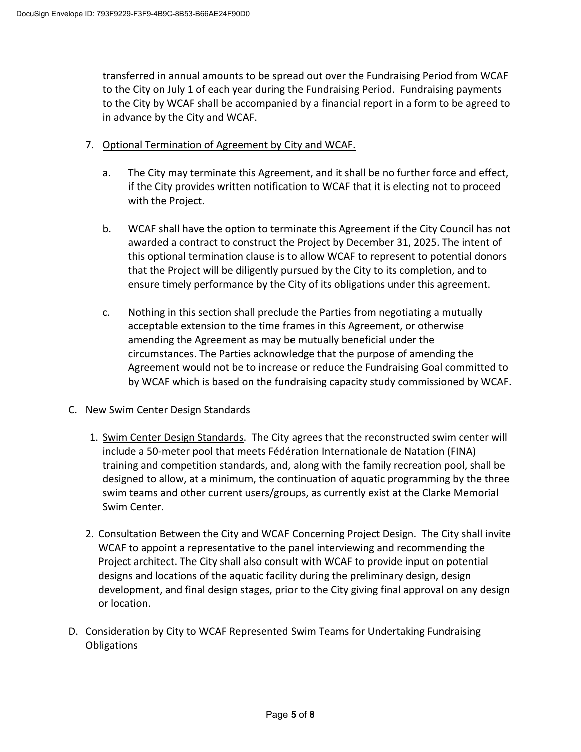transferred in annual amounts to be spread out over the Fundraising Period from WCAF to the City on July 1 of each year during the Fundraising Period. Fundraising payments to the City by WCAF shall be accompanied by a financial report in a form to be agreed to in advance by the City and WCAF.

7. Optional Termination of Agreement by City and WCAF.

   a. The City may terminate this Agreement, and it shall be no further force and effect, if the City provides written notification to WCAF that it is electing not to proceed with the Project.

   b. WCAF shall have the option to terminate this Agreement if the City Council has not awarded a contract to construct the Project by December 31, 2025. The intent of this optional termination clause is to allow WCAF to represent to potential donors that the Project will be diligently pursued by the City to its completion, and to ensure timely performance by the City of its obligations under this agreement.

   c. Nothing in this section shall preclude the Parties from negotiating a mutually acceptable extension to the time frames in this Agreement, or otherwise amending the Agreement as may be mutually beneficial under the circumstances. The Parties acknowledge that the purpose of amending the Agreement would not be to increase or reduce the Fundraising Goal committed to by WCAF which is based on the fundraising capacity study commissioned by WCAF.

C. New Swim Center Design Standards

   1. Swim Center Design Standards. The City agrees that the reconstructed swim center will include a 50-meter pool that meets Fédération Internationale de Natation (FINA) training and competition standards, and, along with the family recreation pool, shall be designed to allow, at a minimum, the continuation of aquatic programming by the three swim teams and other current users/groups, as currently exist at the Clarke Memorial Swim Center.

   2. Consultation Between the City and WCAF Concerning Project Design. The City shall invite WCAF to appoint a representative to the panel interviewing and recommending the Project architect. The City shall also consult with WCAF to provide input on potential designs and locations of the aquatic facility during the preliminary design, design development, and final design stages, prior to the City giving final approval on any design or location.

D. Consideration by City to WCAF Represented Swim Teams for Undertaking Fundraising Obligations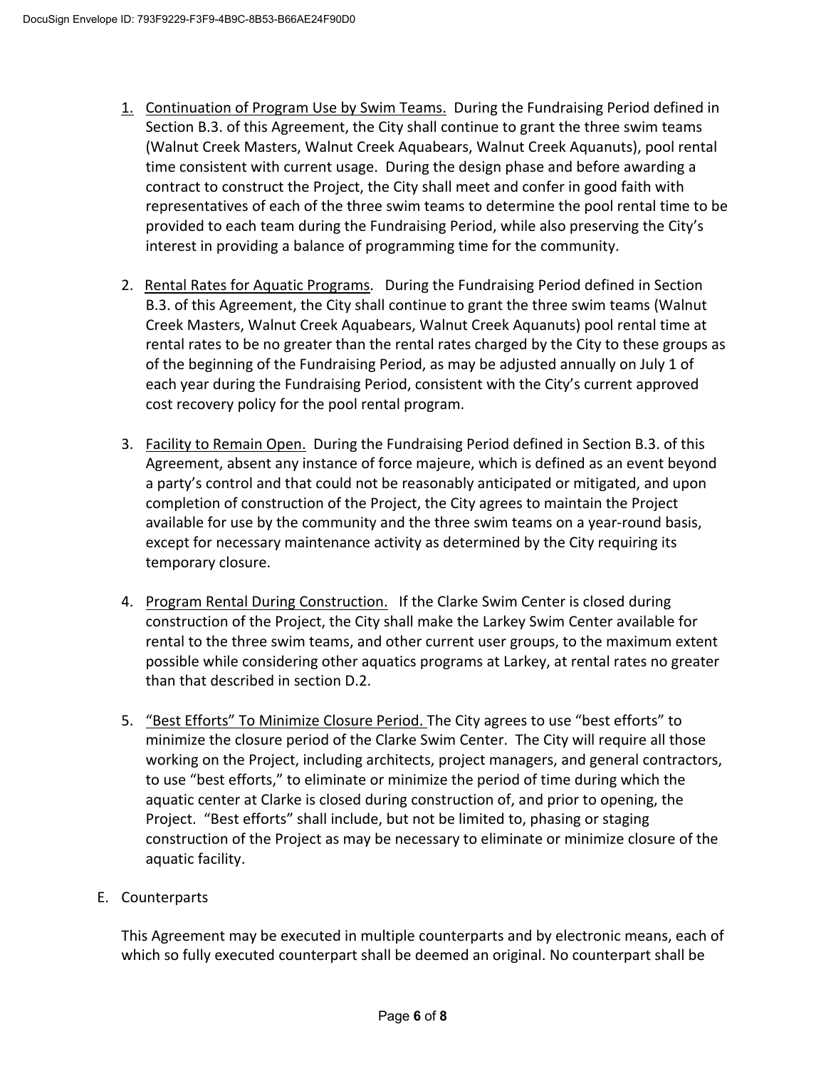1. Continuation of Program Use by Swim Teams. During the Fundraising Period defined in Section B.3. of this Agreement, the City shall continue to grant the three swim teams (Walnut Creek Masters, Walnut Creek Aquabears, Walnut Creek Aquanuts), pool rental time consistent with current usage. During the design phase and before awarding a contract to construct the Project, the City shall meet and confer in good faith with representatives of each of the three swim teams to determine the pool rental time to be provided to each team during the Fundraising Period, while also preserving the City's interest in providing a balance of programming time for the community.

2. Rental Rates for Aquatic Programs. During the Fundraising Period defined in Section B.3. of this Agreement, the City shall continue to grant the three swim teams (Walnut Creek Masters, Walnut Creek Aquabears, Walnut Creek Aquanuts) pool rental time at rental rates to be no greater than the rental rates charged by the City to these groups as of the beginning of the Fundraising Period, as may be adjusted annually on July 1 of each year during the Fundraising Period, consistent with the City's current approved cost recovery policy for the pool rental program.

3. Facility to Remain Open. During the Fundraising Period defined in Section B.3. of this Agreement, absent any instance of force majeure, which is defined as an event beyond a party's control and that could not be reasonably anticipated or mitigated, and upon completion of construction of the Project, the City agrees to maintain the Project available for use by the community and the three swim teams on a year-round basis, except for necessary maintenance activity as determined by the City requiring its temporary closure.

4. Program Rental During Construction. If the Clarke Swim Center is closed during construction of the Project, the City shall make the Larkey Swim Center available for rental to the three swim teams, and other current user groups, to the maximum extent possible while considering other aquatics programs at Larkey, at rental rates no greater than that described in section D.2.

5. "Best Efforts" To Minimize Closure Period. The City agrees to use "best efforts" to minimize the closure period of the Clarke Swim Center. The City will require all those working on the Project, including architects, project managers, and general contractors, to use "best efforts," to eliminate or minimize the period of time during which the aquatic center at Clarke is closed during construction of, and prior to opening, the Project. "Best efforts" shall include, but not be limited to, phasing or staging construction of the Project as may be necessary to eliminate or minimize closure of the aquatic facility.

E. Counterparts

This Agreement may be executed in multiple counterparts and by electronic means, each of which so fully executed counterpart shall be deemed an original. No counterpart shall be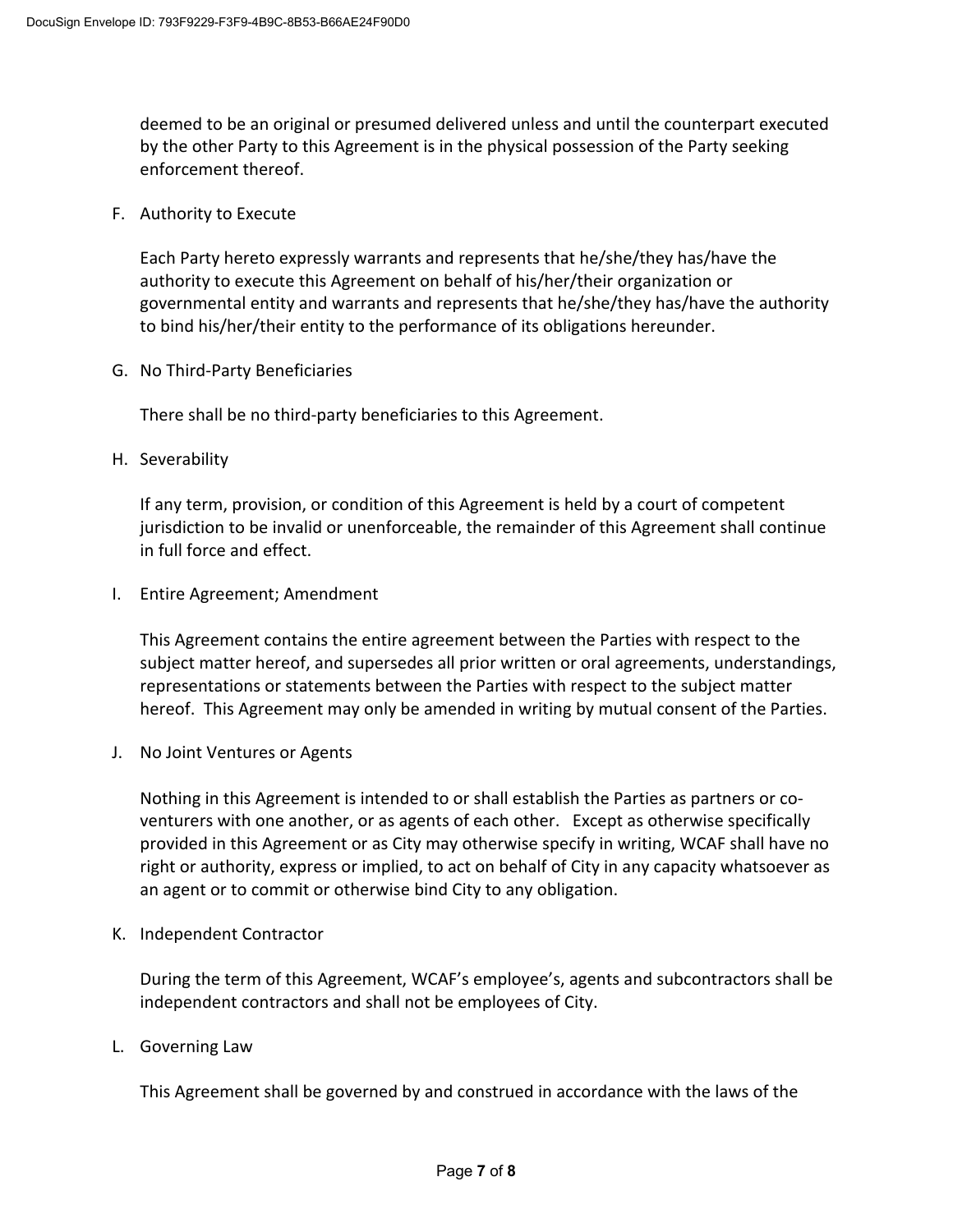deemed to be an original or presumed delivered unless and until the counterpart executed by the other Party to this Agreement is in the physical possession of the Party seeking enforcement thereof.

F. Authority to Execute

Each Party hereto expressly warrants and represents that he/she/they has/have the authority to execute this Agreement on behalf of his/her/their organization or governmental entity and warrants and represents that he/she/they has/have the authority to bind his/her/their entity to the performance of its obligations hereunder.

G. No Third-Party Beneficiaries

There shall be no third-party beneficiaries to this Agreement.

H. Severability

If any term, provision, or condition of this Agreement is held by a court of competent jurisdiction to be invalid or unenforceable, the remainder of this Agreement shall continue in full force and effect.

I. Entire Agreement; Amendment

This Agreement contains the entire agreement between the Parties with respect to the subject matter hereof, and supersedes all prior written or oral agreements, understandings, representations or statements between the Parties with respect to the subject matter hereof. This Agreement may only be amended in writing by mutual consent of the Parties.

J. No Joint Ventures or Agents

Nothing in this Agreement is intended to or shall establish the Parties as partners or co-venturers with one another, or as agents of each other. Except as otherwise specifically provided in this Agreement or as City may otherwise specify in writing, WCAF shall have no right or authority, express or implied, to act on behalf of City in any capacity whatsoever as an agent or to commit or otherwise bind City to any obligation.

K. Independent Contractor

During the term of this Agreement, WCAF's employee's, agents and subcontractors shall be independent contractors and shall not be employees of City.

L. Governing Law

This Agreement shall be governed by and construed in accordance with the laws of the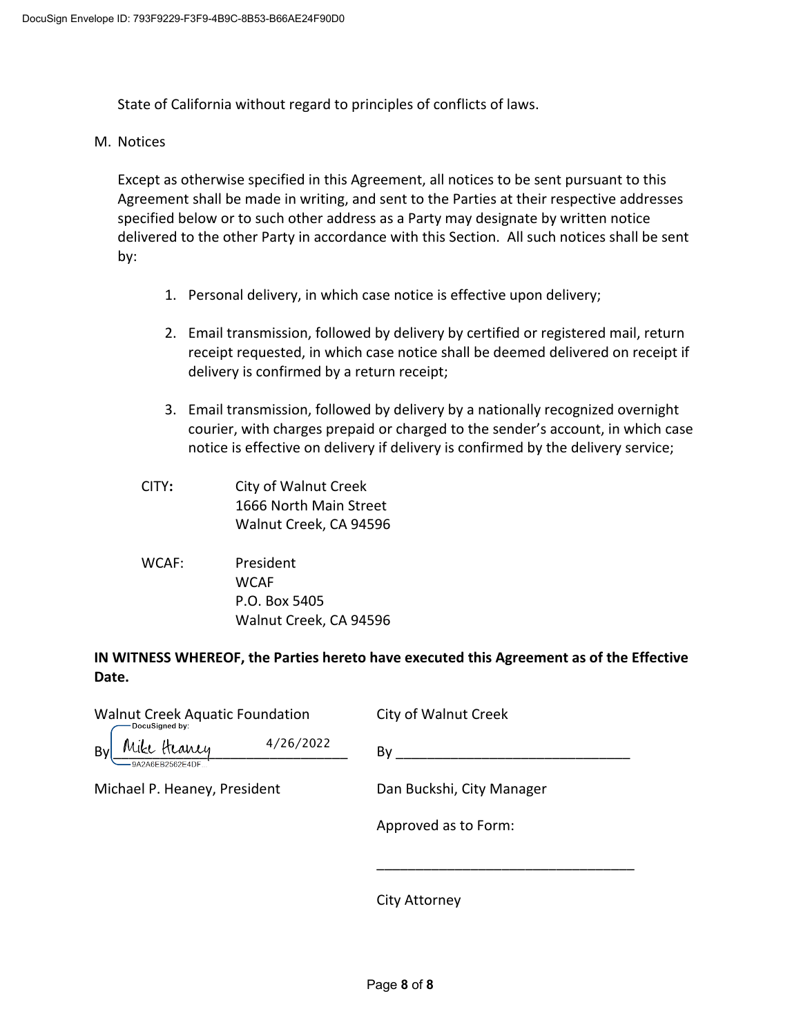State of California without regard to principles of conflicts of laws.

M. Notices

Except as otherwise specified in this Agreement, all notices to be sent pursuant to this Agreement shall be made in writing, and sent to the Parties at their respective addresses specified below or to such other address as a Party may designate by written notice delivered to the other Party in accordance with this Section. All such notices shall be sent by:

1. Personal delivery, in which case notice is effective upon delivery;
2. Email transmission, followed by delivery by certified or registered mail, return receipt requested, in which case notice shall be deemed delivered on receipt if delivery is confirmed by a return receipt;
3. Email transmission, followed by delivery by a nationally recognized overnight courier, with charges prepaid or charged to the sender's account, in which case notice is effective on delivery if delivery is confirmed by the delivery service;

CITY: City of Walnut Creek
1666 North Main Street
Walnut Creek, CA 94596

WCAF: President
WCAF
P.O. Box 5405
Walnut Creek, CA 94596

**IN WITNESS WHEREOF, the Parties hereto have executed this Agreement as of the Effective Date.**

Walnut Creek Aquatic Foundation

DocuSigned by:

By Mike Heaney 4/26/2022

9A2A6EB2562E4DF...

Michael P. Heaney, President

City of Walnut Creek

By ______________________________

Dan Buckshi, City Manager

Approved as to Form:

______________________________

City Attorney